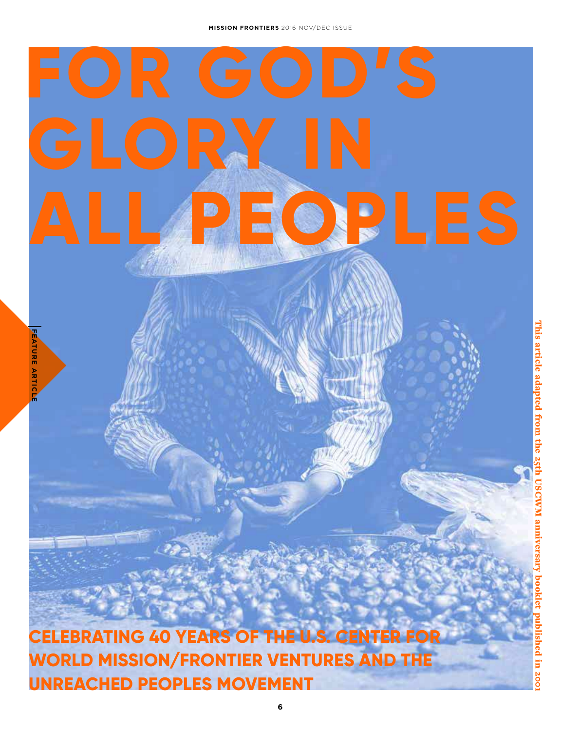# FOR GOD'S GLORY IN ALL PEOPLES

FEATURE ARTICLE

## CELEBRATING 40 YEARS OF THE U.S. CENTER FOR WORLD MISSION/FRONTIER VENTURES AND THE UNREACHED PEOPLES MOVEMENT

This article adapted from the 25th USCWM anniversary booklet published in 2001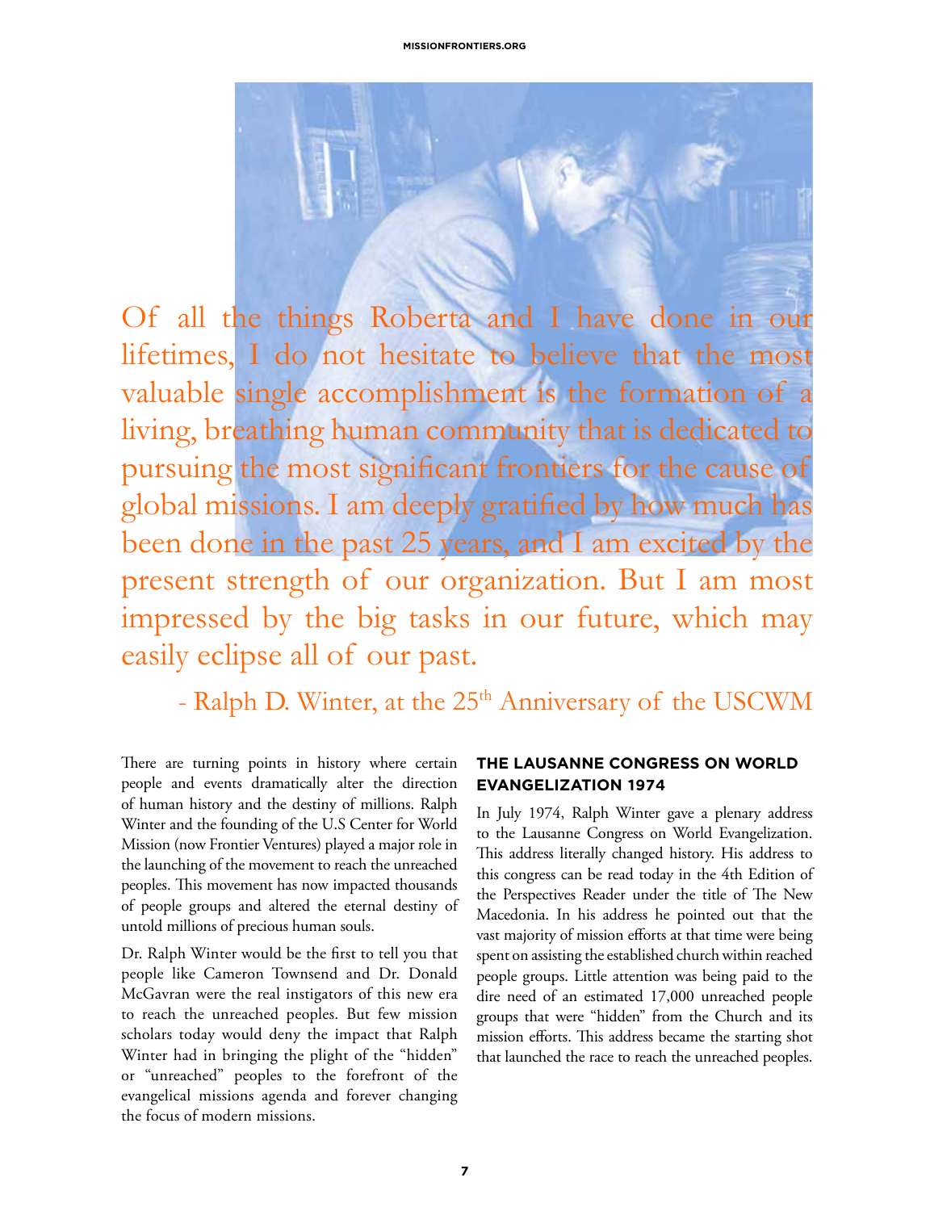> Of all the things Roberta and I have done in our lifetimes, I do not hesitate to believe that the most valuable single accomplishment is the formation of a living, breathing human community that is dedicated to pursuing the most significant frontiers for the cause of global missions. I am deeply gratified by how much has been done in the past 25 years, and I am excited by the present strength of our organization. But I am most impressed by the big tasks in our future, which may easily eclipse all of our past.
>
> \- Ralph D. Winter, at the 25th Anniversary of the USCWM

There are turning points in history where certain people and events dramatically alter the direction of human history and the destiny of millions. Ralph Winter and the founding of the U.S Center for World Mission (now Frontier Ventures) played a major role in the launching of the movement to reach the unreached peoples. This movement has now impacted thousands of people groups and altered the eternal destiny of untold millions of precious human souls.

Dr. Ralph Winter would be the first to tell you that people like Cameron Townsend and Dr. Donald McGavran were the real instigators of this new era to reach the unreached peoples. But few mission scholars today would deny the impact that Ralph Winter had in bringing the plight of the "hidden" or "unreached" peoples to the forefront of the evangelical missions agenda and forever changing the focus of modern missions.

## THE LAUSANNE CONGRESS ON WORLD EVANGELIZATION 1974

In July 1974, Ralph Winter gave a plenary address to the Lausanne Congress on World Evangelization. This address literally changed history. His address to this congress can be read today in the 4th Edition of the Perspectives Reader under the title of The New Macedonia. In his address he pointed out that the vast majority of mission efforts at that time were being spent on assisting the established church within reached people groups. Little attention was being paid to the dire need of an estimated 17,000 unreached people groups that were "hidden" from the Church and its mission efforts. This address became the starting shot that launched the race to reach the unreached peoples.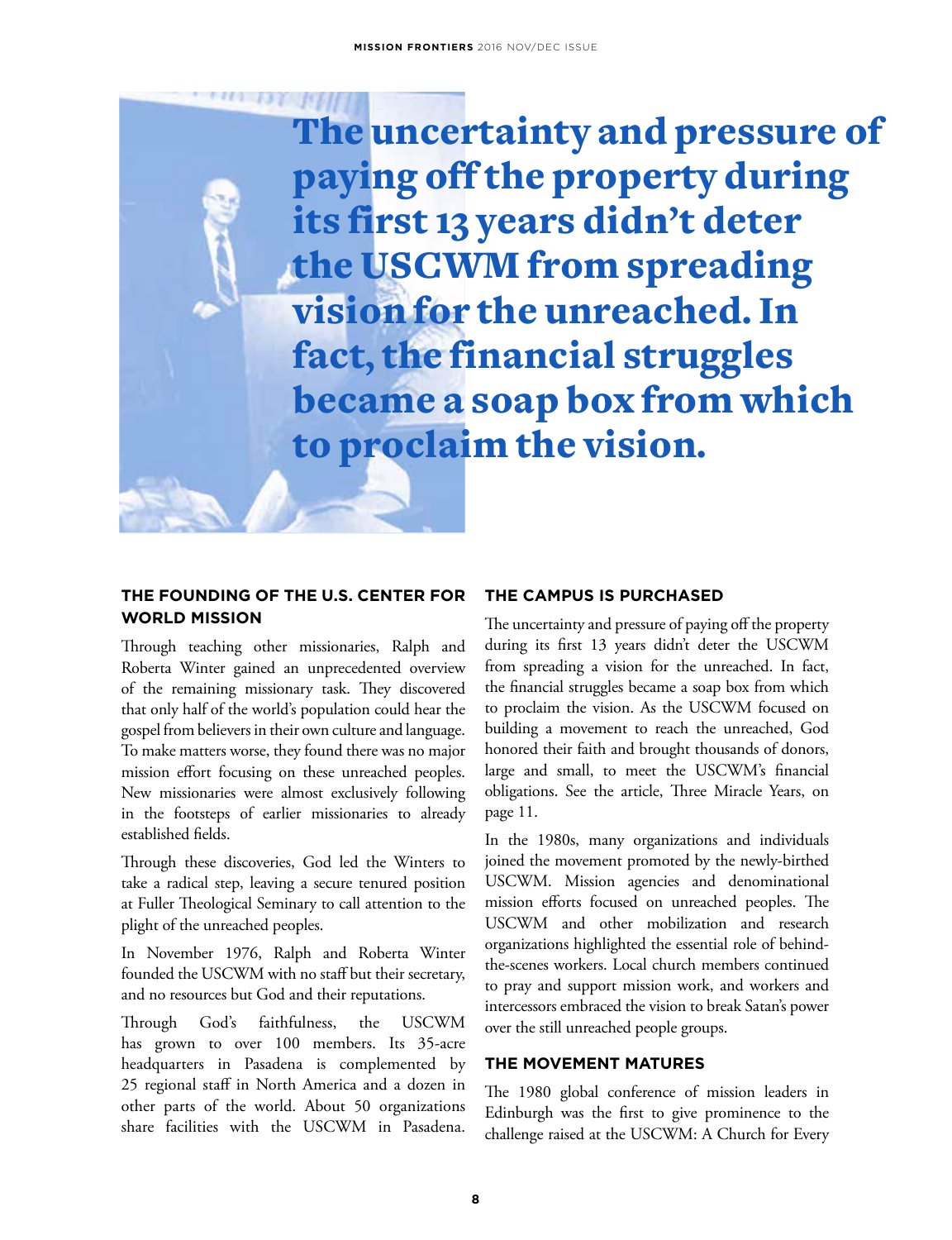> **The uncertainty and pressure of paying off the property during its first 13 years didn't deter the USCWM from spreading vision for the unreached. In fact, the financial struggles became a soap box from which to proclaim the vision.**

## THE FOUNDING OF THE U.S. CENTER FOR WORLD MISSION

Through teaching other missionaries, Ralph and Roberta Winter gained an unprecedented overview of the remaining missionary task. They discovered that only half of the world's population could hear the gospel from believers in their own culture and language. To make matters worse, they found there was no major mission effort focusing on these unreached peoples. New missionaries were almost exclusively following in the footsteps of earlier missionaries to already established fields.

Through these discoveries, God led the Winters to take a radical step, leaving a secure tenured position at Fuller Theological Seminary to call attention to the plight of the unreached peoples.

In November 1976, Ralph and Roberta Winter founded the USCWM with no staff but their secretary, and no resources but God and their reputations.

Through God's faithfulness, the USCWM has grown to over 100 members. Its 35-acre headquarters in Pasadena is complemented by 25 regional staff in North America and a dozen in other parts of the world. About 50 organizations share facilities with the USCWM in Pasadena.

## THE CAMPUS IS PURCHASED

The uncertainty and pressure of paying off the property during its first 13 years didn't deter the USCWM from spreading a vision for the unreached. In fact, the financial struggles became a soap box from which to proclaim the vision. As the USCWM focused on building a movement to reach the unreached, God honored their faith and brought thousands of donors, large and small, to meet the USCWM's financial obligations. See the article, Three Miracle Years, on page 11.

In the 1980s, many organizations and individuals joined the movement promoted by the newly-birthed USCWM. Mission agencies and denominational mission efforts focused on unreached peoples. The USCWM and other mobilization and research organizations highlighted the essential role of behind-the-scenes workers. Local church members continued to pray and support mission work, and workers and intercessors embraced the vision to break Satan's power over the still unreached people groups.

## THE MOVEMENT MATURES

The 1980 global conference of mission leaders in Edinburgh was the first to give prominence to the challenge raised at the USCWM: A Church for Every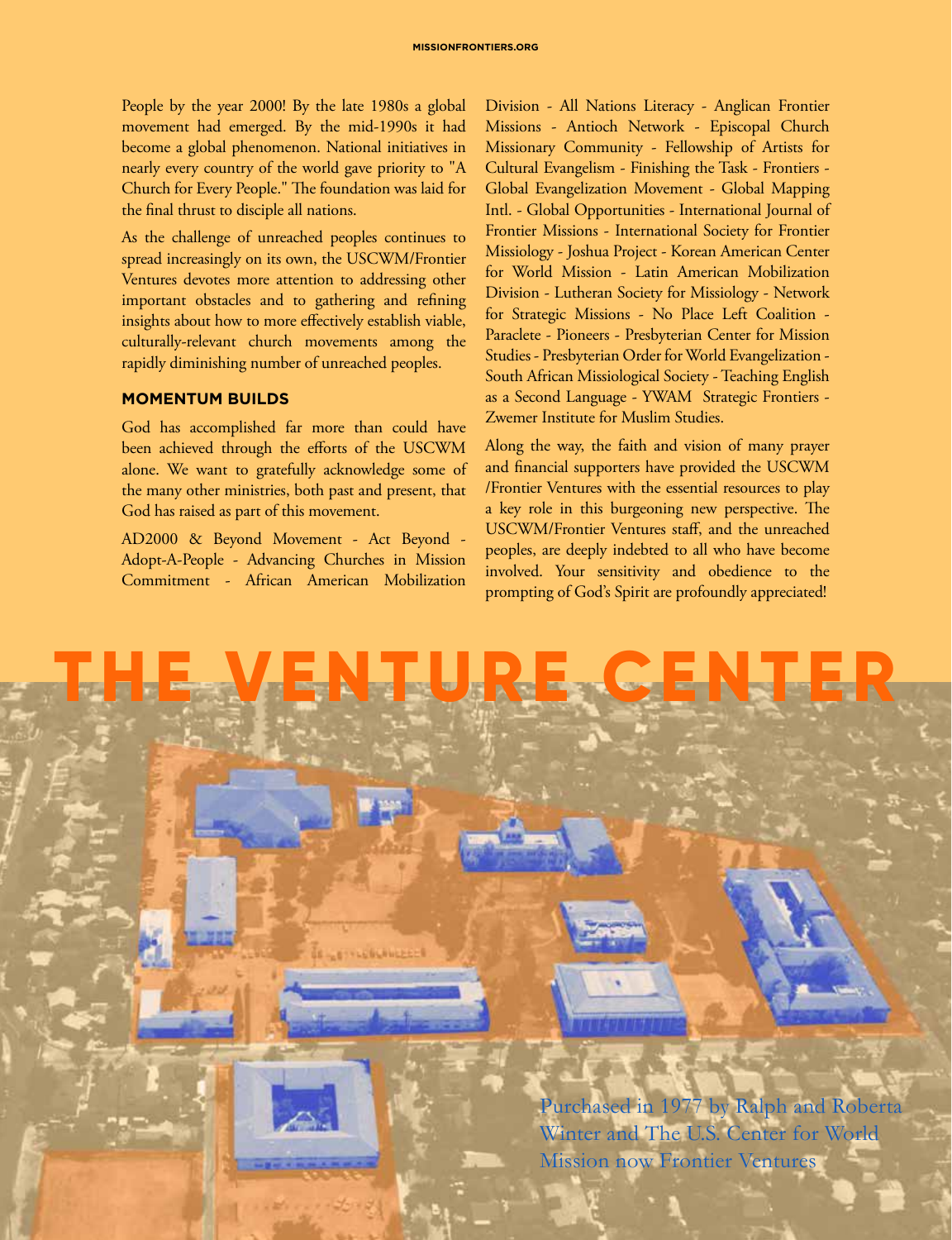People by the year 2000! By the late 1980s a global movement had emerged. By the mid-1990s it had become a global phenomenon. National initiatives in nearly every country of the world gave priority to "A Church for Every People." The foundation was laid for the final thrust to disciple all nations.

As the challenge of unreached peoples continues to spread increasingly on its own, the USCWM/Frontier Ventures devotes more attention to addressing other important obstacles and to gathering and refining insights about how to more effectively establish viable, culturally-relevant church movements among the rapidly diminishing number of unreached peoples.

### MOMENTUM BUILDS

God has accomplished far more than could have been achieved through the efforts of the USCWM alone. We want to gratefully acknowledge some of the many other ministries, both past and present, that God has raised as part of this movement.

AD2000 & Beyond Movement - Act Beyond - Adopt-A-People - Advancing Churches in Mission Commitment - African American Mobilization Division - All Nations Literacy - Anglican Frontier Missions - Antioch Network - Episcopal Church Missionary Community - Fellowship of Artists for Cultural Evangelism - Finishing the Task - Frontiers - Global Evangelization Movement - Global Mapping Intl. - Global Opportunities - International Journal of Frontier Missions - International Society for Frontier Missiology - Joshua Project - Korean American Center for World Mission - Latin American Mobilization Division - Lutheran Society for Missiology - Network for Strategic Missions - No Place Left Coalition - Paraclete - Pioneers - Presbyterian Center for Mission Studies - Presbyterian Order for World Evangelization - South African Missiological Society - Teaching English as a Second Language - YWAM Strategic Frontiers - Zwemer Institute for Muslim Studies.

Along the way, the faith and vision of many prayer and financial supporters have provided the USCWM /Frontier Ventures with the essential resources to play a key role in this burgeoning new perspective. The USCWM/Frontier Ventures staff, and the unreached peoples, are deeply indebted to all who have become involved. Your sensitivity and obedience to the prompting of God's Spirit are profoundly appreciated!

## THE VENTURE CENTER

Purchased in 1977 by Ralph and Roberta Winter and The U.S. Center for World Mission now Frontier Ventures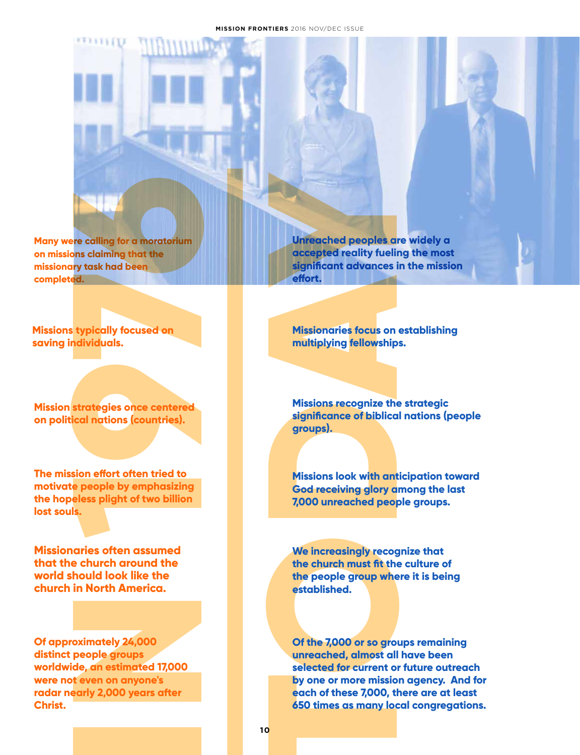# 1974

Many were calling for a moratorium on missions claiming that the missionary task had been completed.

Missions typically focused on saving individuals.

Mission strategies once centered on political nations (countries).

The mission effort often tried to motivate people by emphasizing the hopeless plight of two billion lost souls.

Missionaries often assumed that the church around the world should look like the church in North America.

Of approximately 24,000 distinct people groups worldwide, an estimated 17,000 were not even on anyone's radar nearly 2,000 years after Christ.

# TODAY

Unreached peoples are widely a accepted reality fueling the most significant advances in the mission effort.

Missionaries focus on establishing multiplying fellowships.

Missions recognize the strategic significance of biblical nations (people groups).

Missions look with anticipation toward God receiving glory among the last 7,000 unreached people groups.

We increasingly recognize that the church must fit the culture of the people group where it is being established.

Of the 7,000 or so groups remaining unreached, almost all have been selected for current or future outreach by one or more mission agency. And for each of these 7,000, there are at least 650 times as many local congregations.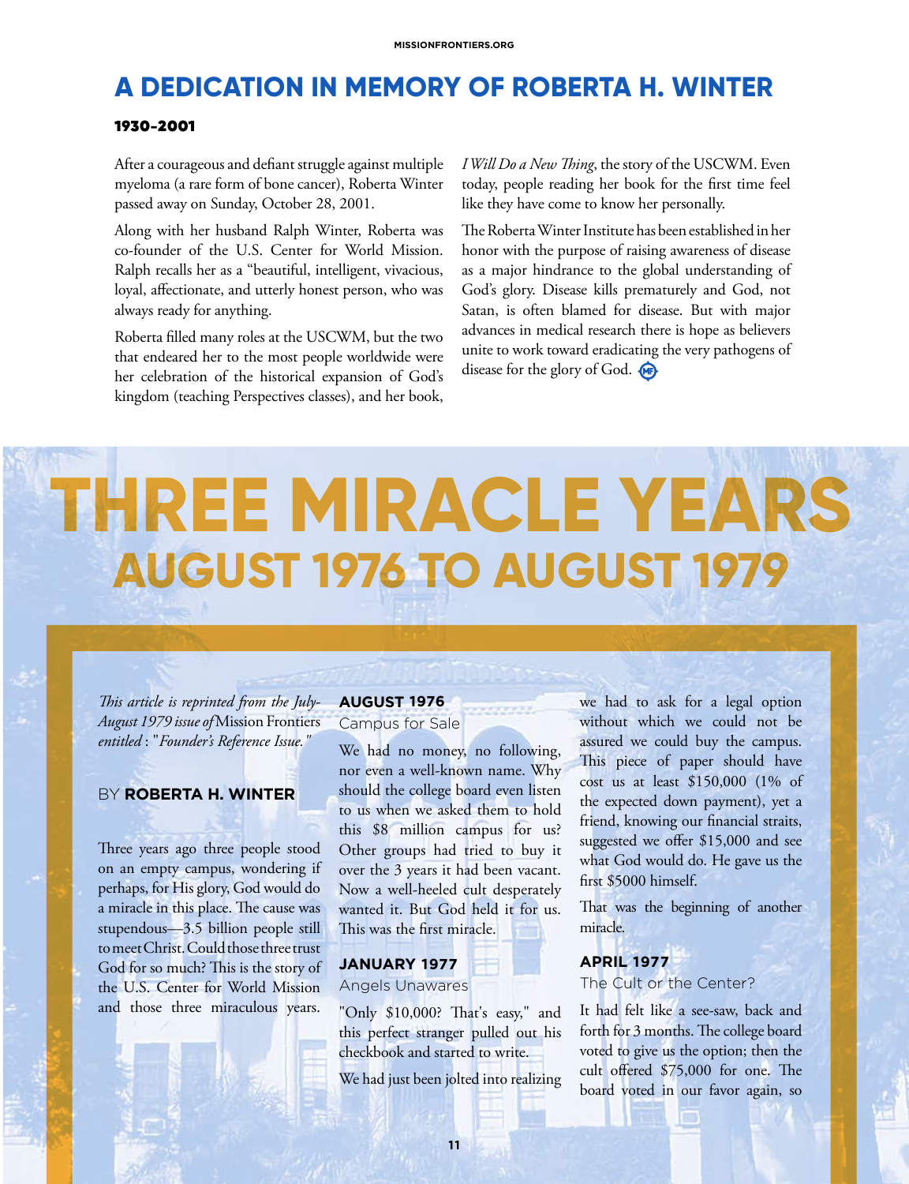# A DEDICATION IN MEMORY OF ROBERTA H. WINTER

**1930-2001**

After a courageous and defiant struggle against multiple myeloma (a rare form of bone cancer), Roberta Winter passed away on Sunday, October 28, 2001.

Along with her husband Ralph Winter, Roberta was co-founder of the U.S. Center for World Mission. Ralph recalls her as a "beautiful, intelligent, vivacious, loyal, affectionate, and utterly honest person, who was always ready for anything.

Roberta filled many roles at the USCWM, but the two that endeared her to the most people worldwide were her celebration of the historical expansion of God's kingdom (teaching Perspectives classes), and her book, *I Will Do a New Thing*, the story of the USCWM. Even today, people reading her book for the first time feel like they have come to know her personally.

The Roberta Winter Institute has been established in her honor with the purpose of raising awareness of disease as a major hindrance to the global understanding of God's glory. Disease kills prematurely and God, not Satan, is often blamed for disease. But with major advances in medical research there is hope as believers unite to work toward eradicating the very pathogens of disease for the glory of God.

# THREE MIRACLE YEARS

## AUGUST 1976 TO AUGUST 1979

*This article is reprinted from the July-August 1979 issue of* Mission Frontiers *entitled* : "*Founder's Reference Issue.*"

BY **ROBERTA H. WINTER**

Three years ago three people stood on an empty campus, wondering if perhaps, for His glory, God would do a miracle in this place. The cause was stupendous—3.5 billion people still to meet Christ. Could those three trust God for so much? This is the story of the U.S. Center for World Mission and those three miraculous years.

### AUGUST 1976

Campus for Sale

We had no money, no following, nor even a well-known name. Why should the college board even listen to us when we asked them to hold this $8 million campus for us? Other groups had tried to buy it over the 3 years it had been vacant. Now a well-heeled cult desperately wanted it. But God held it for us. This was the first miracle.

### JANUARY 1977

Angels Unawares

"Only $10,000? That's easy," and this perfect stranger pulled out his checkbook and started to write.

We had just been jolted into realizing we had to ask for a legal option without which we could not be assured we could buy the campus. This piece of paper should have cost us at least $150,000 (1% of the expected down payment), yet a friend, knowing our financial straits, suggested we offer $15,000 and see what God would do. He gave us the first $5000 himself.

That was the beginning of another miracle.

### APRIL 1977

The Cult or the Center?

It had felt like a see-saw, back and forth for 3 months. The college board voted to give us the option; then the cult offered $75,000 for one. The board voted in our favor again, so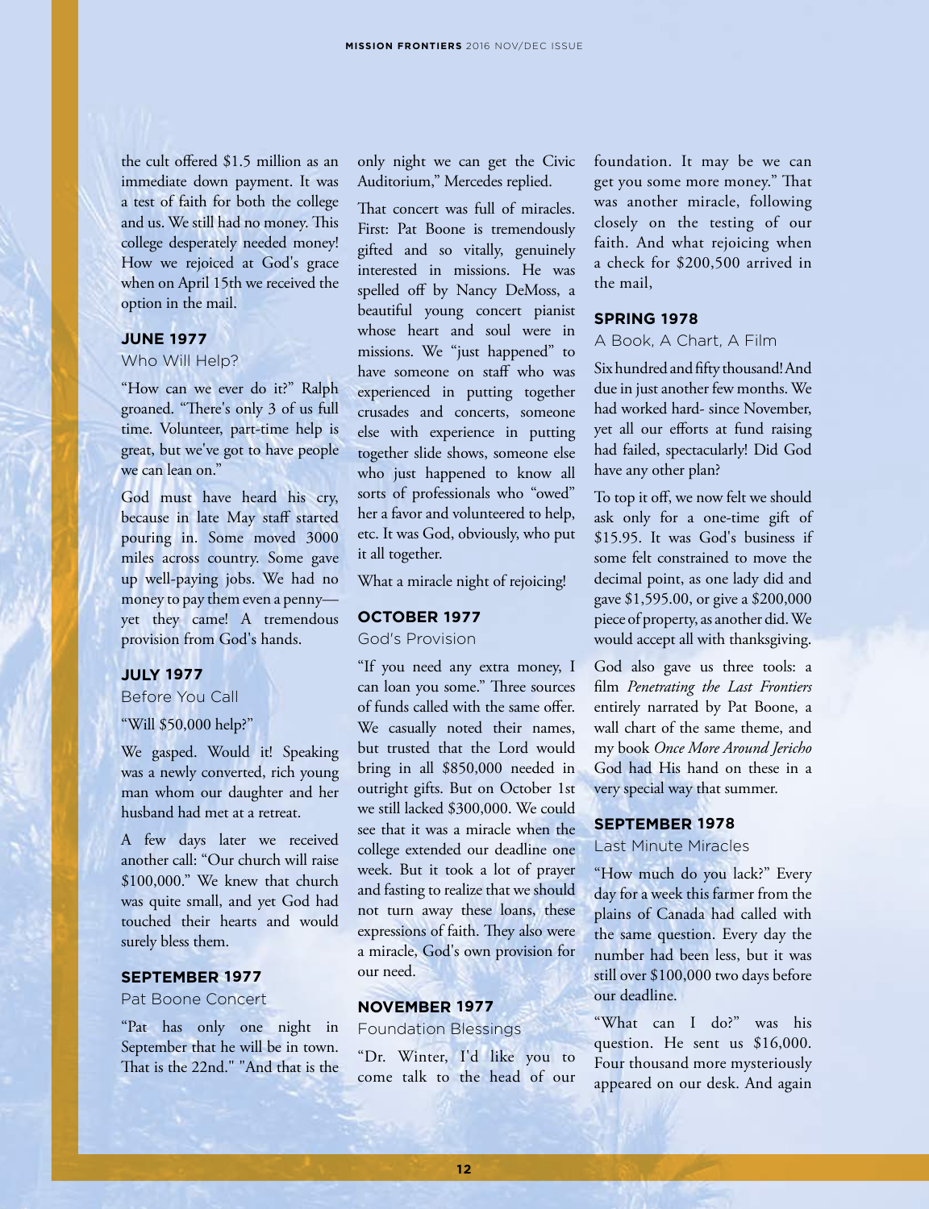the cult offered $1.5 million as an immediate down payment. It was a test of faith for both the college and us. We still had no money. This college desperately needed money! How we rejoiced at God's grace when on April 15th we received the option in the mail.

### JUNE 1977

Who Will Help?

"How can we ever do it?" Ralph groaned. "There's only 3 of us full time. Volunteer, part-time help is great, but we've got to have people we can lean on."

God must have heard his cry, because in late May staff started pouring in. Some moved 3000 miles across country. Some gave up well-paying jobs. We had no money to pay them even a penny—yet they came! A tremendous provision from God's hands.

### JULY 1977

Before You Call

"Will $50,000 help?"

We gasped. Would it! Speaking was a newly converted, rich young man whom our daughter and her husband had met at a retreat.

A few days later we received another call: "Our church will raise $100,000." We knew that church was quite small, and yet God had touched their hearts and would surely bless them.

### SEPTEMBER 1977

Pat Boone Concert

"Pat has only one night in September that he will be in town. That is the 22nd." "And that is the only night we can get the Civic Auditorium," Mercedes replied.

That concert was full of miracles. First: Pat Boone is tremendously gifted and so vitally, genuinely interested in missions. He was spelled off by Nancy DeMoss, a beautiful young concert pianist whose heart and soul were in missions. We "just happened" to have someone on staff who was experienced in putting together crusades and concerts, someone else with experience in putting together slide shows, someone else who just happened to know all sorts of professionals who "owed" her a favor and volunteered to help, etc. It was God, obviously, who put it all together.

What a miracle night of rejoicing!

### OCTOBER 1977

God's Provision

"If you need any extra money, I can loan you some." Three sources of funds called with the same offer. We casually noted their names, but trusted that the Lord would bring in all $850,000 needed in outright gifts. But on October 1st we still lacked $300,000. We could see that it was a miracle when the college extended our deadline one week. But it took a lot of prayer and fasting to realize that we should not turn away these loans, these expressions of faith. They also were a miracle, God's own provision for our need.

### NOVEMBER 1977

Foundation Blessings

"Dr. Winter, I'd like you to come talk to the head of our foundation. It may be we can get you some more money." That was another miracle, following closely on the testing of our faith. And what rejoicing when a check for $200,500 arrived in the mail,

### SPRING 1978

A Book, A Chart, A Film

Six hundred and fifty thousand! And due in just another few months. We had worked hard- since November, yet all our efforts at fund raising had failed, spectacularly! Did God have any other plan?

To top it off, we now felt we should ask only for a one-time gift of $15.95. It was God's business if some felt constrained to move the decimal point, as one lady did and gave $1,595.00, or give a $200,000 piece of property, as another did. We would accept all with thanksgiving.

God also gave us three tools: a film *Penetrating the Last Frontiers* entirely narrated by Pat Boone, a wall chart of the same theme, and my book *Once More Around Jericho* God had His hand on these in a very special way that summer.

### SEPTEMBER 1978

Last Minute Miracles

"How much do you lack?" Every day for a week this farmer from the plains of Canada had called with the same question. Every day the number had been less, but it was still over $100,000 two days before our deadline.

"What can I do?" was his question. He sent us $16,000. Four thousand more mysteriously appeared on our desk. And again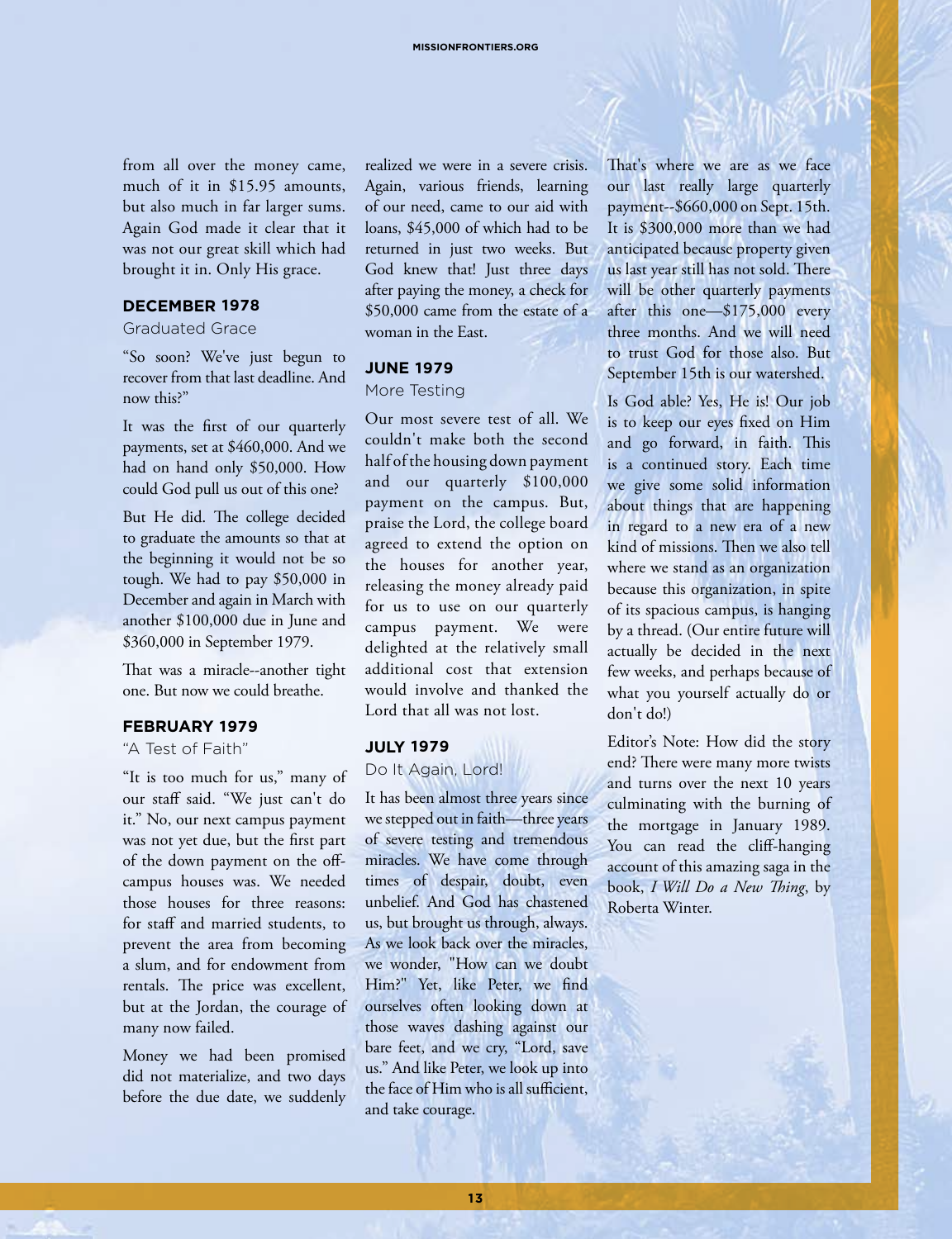from all over the money came, much of it in $15.95 amounts, but also much in far larger sums. Again God made it clear that it was not our great skill which had brought it in. Only His grace.

### DECEMBER 1978

Graduated Grace

"So soon? We've just begun to recover from that last deadline. And now this?"

It was the first of our quarterly payments, set at $460,000. And we had on hand only $50,000. How could God pull us out of this one?

But He did. The college decided to graduate the amounts so that at the beginning it would not be so tough. We had to pay $50,000 in December and again in March with another $100,000 due in June and $360,000 in September 1979.

That was a miracle--another tight one. But now we could breathe.

### FEBRUARY 1979

"A Test of Faith"

"It is too much for us," many of our staff said. "We just can't do it." No, our next campus payment was not yet due, but the first part of the down payment on the off-campus houses was. We needed those houses for three reasons: for staff and married students, to prevent the area from becoming a slum, and for endowment from rentals. The price was excellent, but at the Jordan, the courage of many now failed.

Money we had been promised did not materialize, and two days before the due date, we suddenly realized we were in a severe crisis. Again, various friends, learning of our need, came to our aid with loans, $45,000 of which had to be returned in just two weeks. But God knew that! Just three days after paying the money, a check for $50,000 came from the estate of a woman in the East.

### JUNE 1979

More Testing

Our most severe test of all. We couldn't make both the second half of the housing down payment and our quarterly $100,000 payment on the campus. But, praise the Lord, the college board agreed to extend the option on the houses for another year, releasing the money already paid for us to use on our quarterly campus payment. We were delighted at the relatively small additional cost that extension would involve and thanked the Lord that all was not lost.

### JULY 1979

Do It Again, Lord!

It has been almost three years since we stepped out in faith—three years of severe testing and tremendous miracles. We have come through times of despair, doubt, even unbelief. And God has chastened us, but brought us through, always. As we look back over the miracles, we wonder, "How can we doubt Him?" Yet, like Peter, we find ourselves often looking down at those waves dashing against our bare feet, and we cry, "Lord, save us." And like Peter, we look up into the face of Him who is all sufficient, and take courage.

That's where we are as we face our last really large quarterly payment--$660,000 on Sept. 15th. It is $300,000 more than we had anticipated because property given us last year still has not sold. There will be other quarterly payments after this one—$175,000 every three months. And we will need to trust God for those also. But September 15th is our watershed.

Is God able? Yes, He is! Our job is to keep our eyes fixed on Him and go forward, in faith. This is a continued story. Each time we give some solid information about things that are happening in regard to a new era of a new kind of missions. Then we also tell where we stand as an organization because this organization, in spite of its spacious campus, is hanging by a thread. (Our entire future will actually be decided in the next few weeks, and perhaps because of what you yourself actually do or don't do!)

Editor's Note: How did the story end? There were many more twists and turns over the next 10 years culminating with the burning of the mortgage in January 1989. You can read the cliff-hanging account of this amazing saga in the book, *I Will Do a New Thing*, by Roberta Winter.